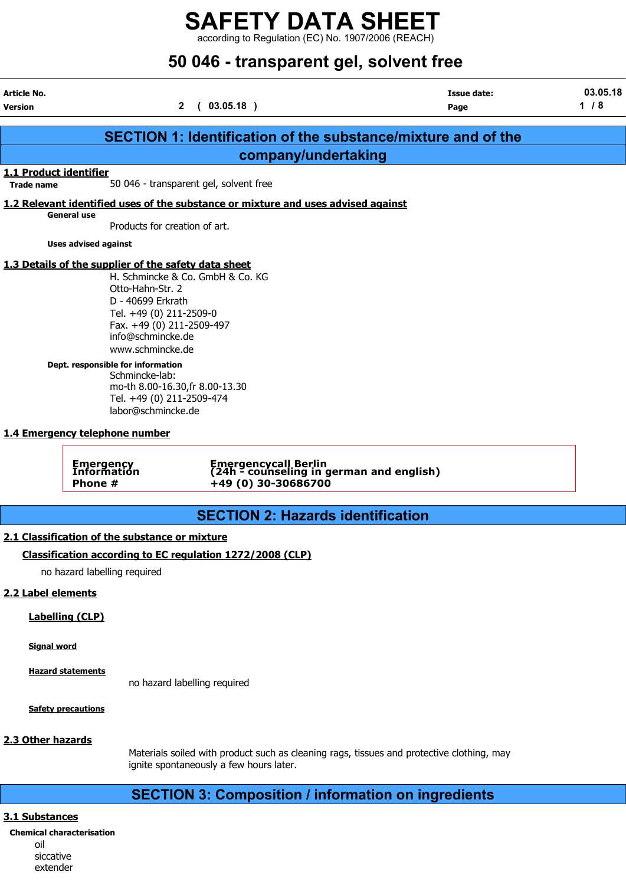# SAFETY DATA SHEET

according to Regulation (EC) No. 1907/2006 (REACH)

# 50 046 - transparent gel, solvent free

| | | | |
|---|---|---|---|
| **Article No.** | | **Issue date:** | 03.05.18 |
| **Version** | 2 ( 03.05.18 ) | | |

## SECTION 1: Identification of the substance/mixture and of the company/undertaking

### 1.1 Product identifier

**Trade name** 50 046 - transparent gel, solvent free

### 1.2 Relevant identified uses of the substance or mixture and uses advised against

**General use**

Products for creation of art.

**Uses advised against**

### 1.3 Details of the supplier of the safety data sheet

H. Schmincke & Co. GmbH & Co. KG
Otto-Hahn-Str. 2
D - 40699 Erkrath
Tel. +49 (0) 211-2509-0
Fax. +49 (0) 211-2509-497
info@schmincke.de
www.schmincke.de

**Dept. responsible for information**

Schmincke-lab:
mo-th 8.00-16.30,fr 8.00-13.30
Tel. +49 (0) 211-2509-474
labor@schmincke.de

### 1.4 Emergency telephone number

| | |
|---|---|
| **Emergency Information** | **Emergencycall Berlin (24h - counseling in german and english)** |
| **Phone #** | **+49 (0) 30-30686700** |

## SECTION 2: Hazards identification

### 2.1 Classification of the substance or mixture

**Classification according to EC regulation 1272/2008 (CLP)**

no hazard labelling required

### 2.2 Label elements

**Labelling (CLP)**

**Signal word**

**Hazard statements**

no hazard labelling required

**Safety precautions**

### 2.3 Other hazards

Materials soiled with product such as cleaning rags, tissues and protective clothing, may ignite spontaneously a few hours later.

## SECTION 3: Composition / information on ingredients

### 3.1 Substances

**Chemical characterisation**

oil
siccative
extender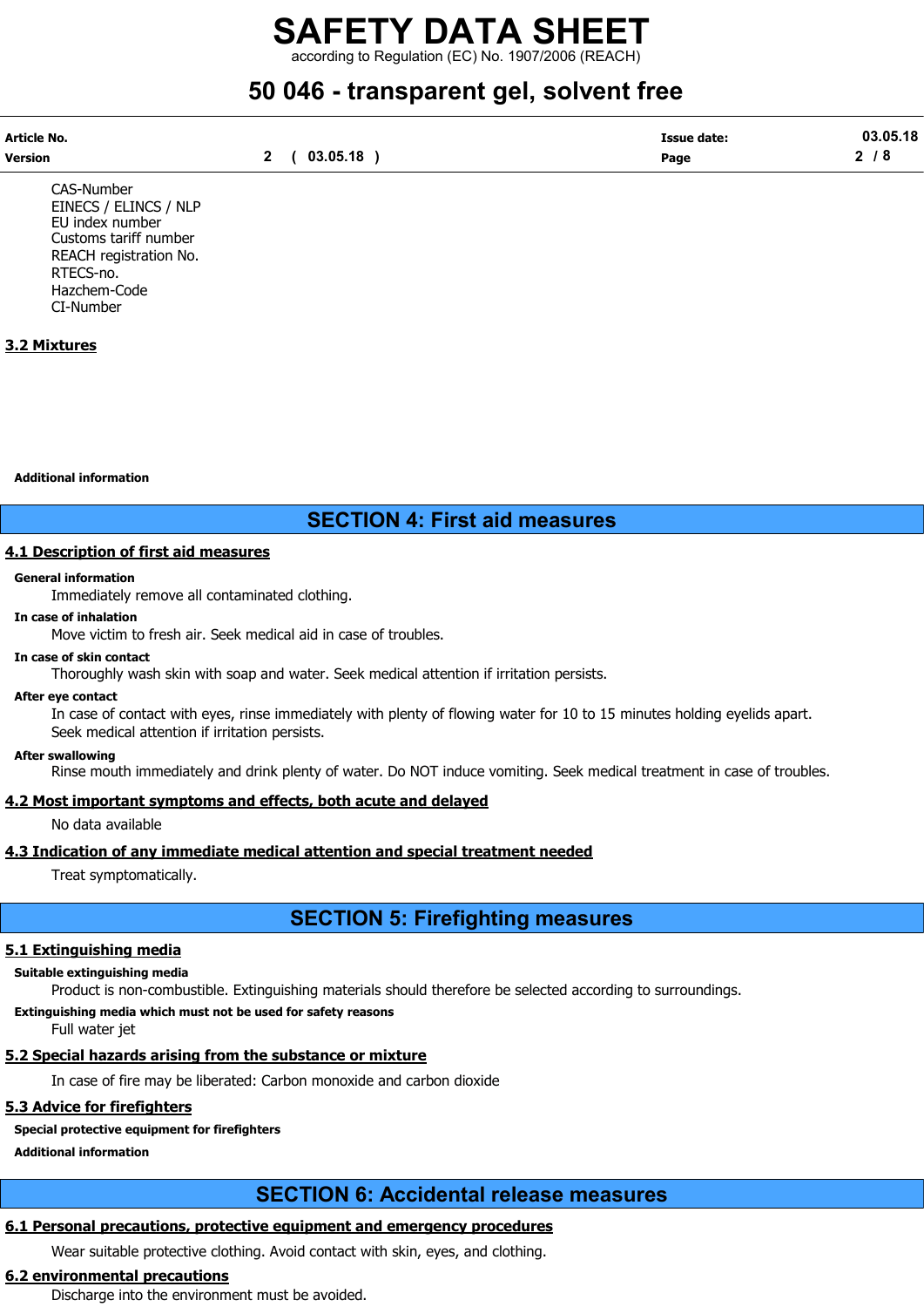CAS-Number
EINECS / ELINCS / NLP
EU index number
Customs tariff number
REACH registration No.
RTECS-no.
Hazchem-Code
CI-Number

### 3.2 Mixtures

**Additional information**

## SECTION 4: First aid measures

### 4.1 Description of first aid measures

**General information**

Immediately remove all contaminated clothing.

**In case of inhalation**

Move victim to fresh air. Seek medical aid in case of troubles.

**In case of skin contact**

Thoroughly wash skin with soap and water. Seek medical attention if irritation persists.

**After eye contact**

In case of contact with eyes, rinse immediately with plenty of flowing water for 10 to 15 minutes holding eyelids apart. Seek medical attention if irritation persists.

**After swallowing**

Rinse mouth immediately and drink plenty of water. Do NOT induce vomiting. Seek medical treatment in case of troubles.

### 4.2 Most important symptoms and effects, both acute and delayed

No data available

### 4.3 Indication of any immediate medical attention and special treatment needed

Treat symptomatically.

## SECTION 5: Firefighting measures

### 5.1 Extinguishing media

**Suitable extinguishing media**

Product is non-combustible. Extinguishing materials should therefore be selected according to surroundings.

**Extinguishing media which must not be used for safety reasons**

Full water jet

### 5.2 Special hazards arising from the substance or mixture

In case of fire may be liberated: Carbon monoxide and carbon dioxide

### 5.3 Advice for firefighters

**Special protective equipment for firefighters**

**Additional information**

## SECTION 6: Accidental release measures

### 6.1 Personal precautions, protective equipment and emergency procedures

Wear suitable protective clothing. Avoid contact with skin, eyes, and clothing.

### 6.2 environmental precautions

Discharge into the environment must be avoided.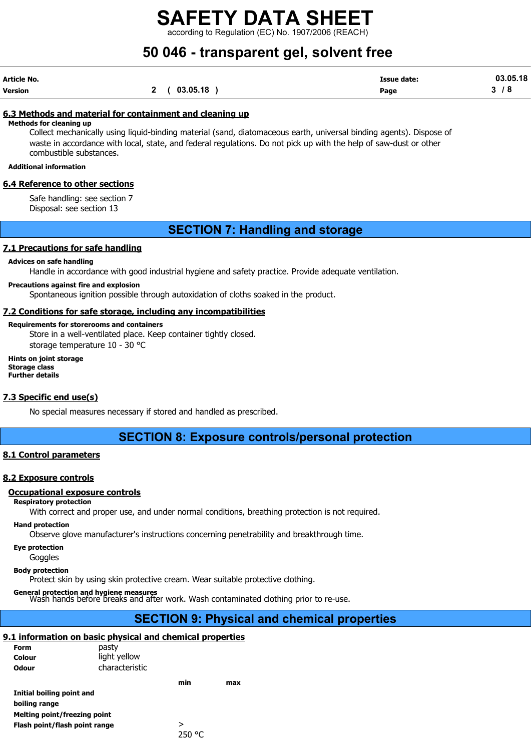### 6.3 Methods and material for containment and cleaning up

**Methods for cleaning up**

Collect mechanically using liquid-binding material (sand, diatomaceous earth, universal binding agents). Dispose of waste in accordance with local, state, and federal regulations. Do not pick up with the help of saw-dust or other combustible substances.

**Additional information**

### 6.4 Reference to other sections

Safe handling: see section 7
Disposal: see section 13

## SECTION 7: Handling and storage

### 7.1 Precautions for safe handling

**Advices on safe handling**

Handle in accordance with good industrial hygiene and safety practice. Provide adequate ventilation.

**Precautions against fire and explosion**

Spontaneous ignition possible through autoxidation of cloths soaked in the product.

### 7.2 Conditions for safe storage, including any incompatibilities

**Requirements for storerooms and containers**

Store in a well-ventilated place. Keep container tightly closed.
storage temperature 10 - 30 °C

**Hints on joint storage**
**Storage class**
**Further details**

### 7.3 Specific end use(s)

No special measures necessary if stored and handled as prescribed.

## SECTION 8: Exposure controls/personal protection

### 8.1 Control parameters

### 8.2 Exposure controls

#### Occupational exposure controls

**Respiratory protection**

With correct and proper use, and under normal conditions, breathing protection is not required.

**Hand protection**

Observe glove manufacturer's instructions concerning penetrability and breakthrough time.

**Eye protection**

Goggles

**Body protection**

Protect skin by using skin protective cream. Wear suitable protective clothing.

**General protection and hygiene measures**

Wash hands before breaks and after work. Wash contaminated clothing prior to re-use.

## SECTION 9: Physical and chemical properties

### 9.1 information on basic physical and chemical properties

**Form** pasty
**Colour** light yellow
**Odour** characteristic

| | min | max |
|---|---|---|
| **Initial boiling point and boiling range** | | |
| **Melting point/freezing point** | | |
| **Flash point/flash point range** | > 250 °C | |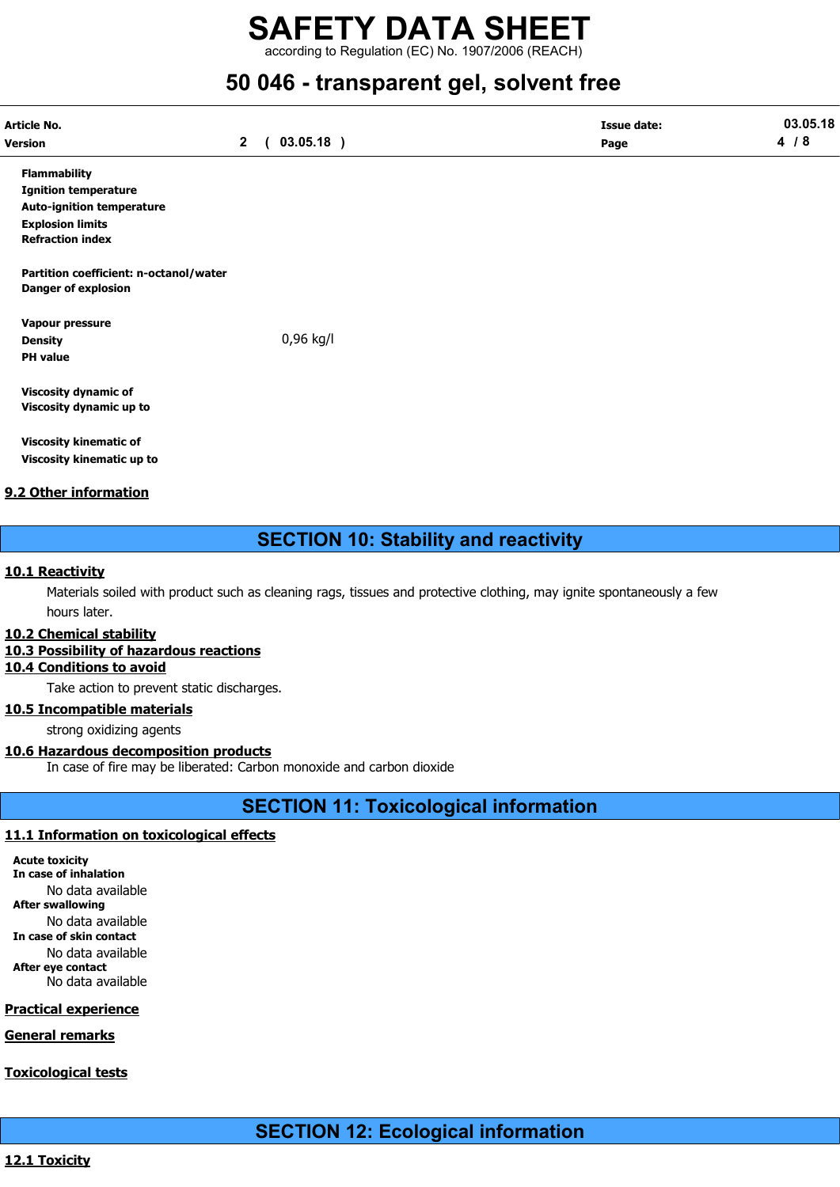**Flammability**
**Ignition temperature**
**Auto-ignition temperature**
**Explosion limits**
**Refraction index**

**Partition coefficient: n-octanol/water**
**Danger of explosion**

**Vapour pressure**
**Density** 0,96 kg/l
**PH value**

**Viscosity dynamic of**
**Viscosity dynamic up to**

**Viscosity kinematic of**
**Viscosity kinematic up to**

**9.2 Other information**

## SECTION 10: Stability and reactivity

**10.1 Reactivity**

Materials soiled with product such as cleaning rags, tissues and protective clothing, may ignite spontaneously a few hours later.

**10.2 Chemical stability**

**10.3 Possibility of hazardous reactions**

**10.4 Conditions to avoid**

Take action to prevent static discharges.

**10.5 Incompatible materials**

strong oxidizing agents

**10.6 Hazardous decomposition products**

In case of fire may be liberated: Carbon monoxide and carbon dioxide

## SECTION 11: Toxicological information

**11.1 Information on toxicological effects**

**Acute toxicity**
**In case of inhalation**
No data available
**After swallowing**
No data available
**In case of skin contact**
No data available
**After eye contact**
No data available

**Practical experience**

**General remarks**

**Toxicological tests**

## SECTION 12: Ecological information

**12.1 Toxicity**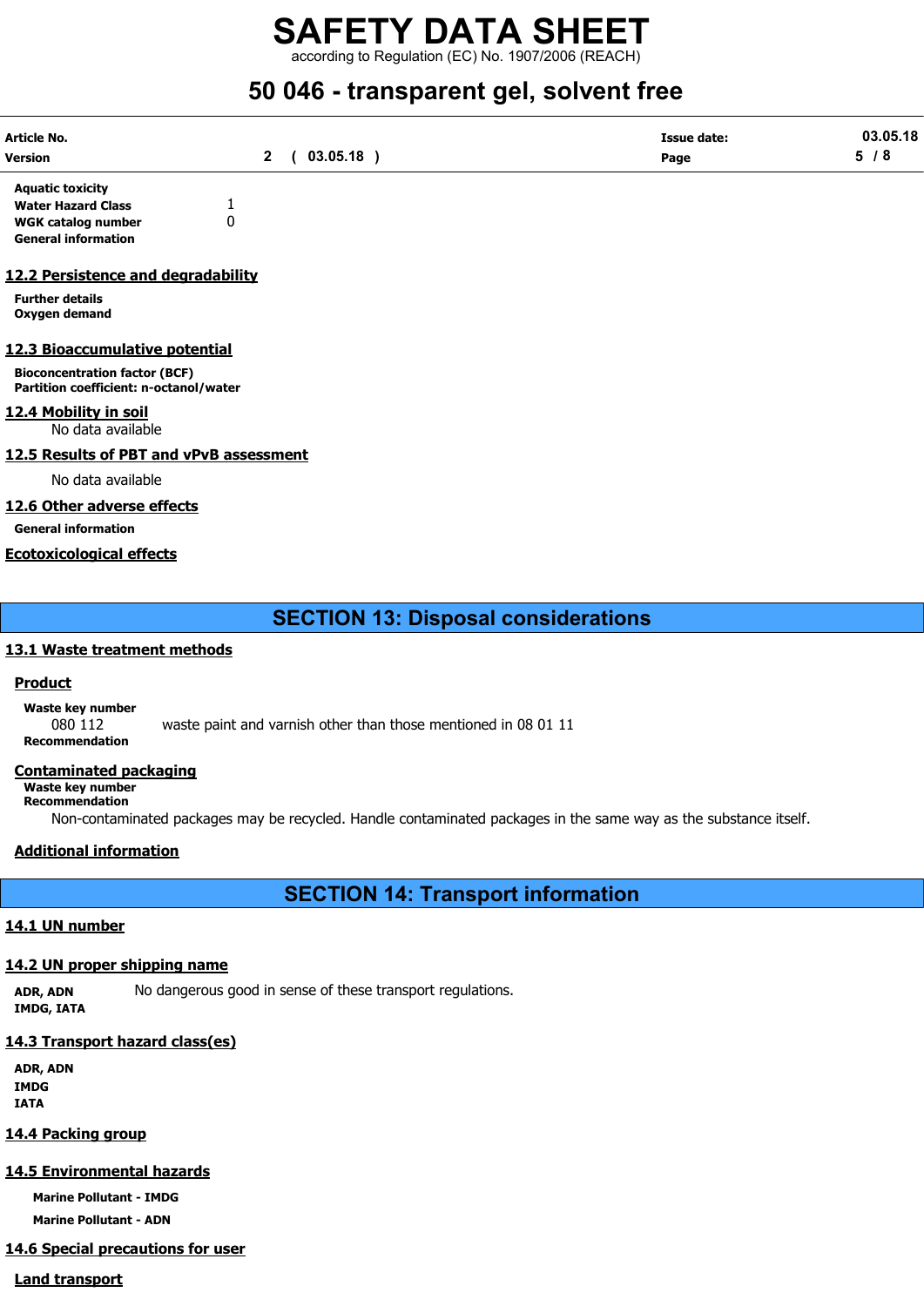**Aquatic toxicity**

| | |
|---|---|
| **Water Hazard Class** | 1 |
| **WGK catalog number** | 0 |

**General information**

## 12.2 Persistence and degradability

**Further details**

**Oxygen demand**

## 12.3 Bioaccumulative potential

**Bioconcentration factor (BCF)**

**Partition coefficient: n-octanol/water**

## 12.4 Mobility in soil

No data available

## 12.5 Results of PBT and vPvB assessment

No data available

## 12.6 Other adverse effects

**General information**

## Ecotoxicological effects

# SECTION 13: Disposal considerations

## 13.1 Waste treatment methods

### Product

**Waste key number**

080 112 waste paint and varnish other than those mentioned in 08 01 11

**Recommendation**

### Contaminated packaging

**Waste key number**

**Recommendation**

Non-contaminated packages may be recycled. Handle contaminated packages in the same way as the substance itself.

### Additional information

# SECTION 14: Transport information

## 14.1 UN number

## 14.2 UN proper shipping name

**ADR, ADN** No dangerous good in sense of these transport regulations.

**IMDG, IATA**

## 14.3 Transport hazard class(es)

**ADR, ADN**

**IMDG**

**IATA**

## 14.4 Packing group

## 14.5 Environmental hazards

**Marine Pollutant - IMDG**

**Marine Pollutant - ADN**

## 14.6 Special precautions for user

### Land transport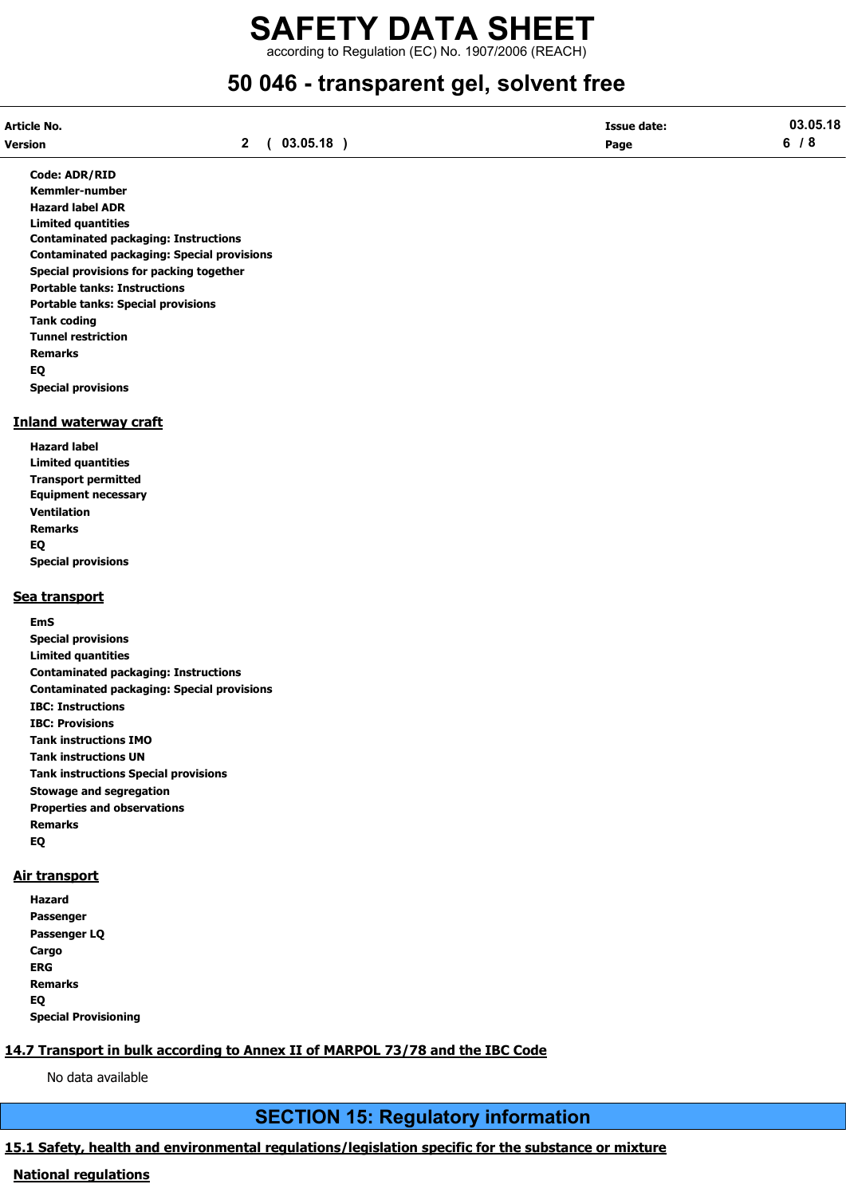**Code: ADR/RID**
**Kemmler-number**
**Hazard label ADR**
**Limited quantities**
**Contaminated packaging: Instructions**
**Contaminated packaging: Special provisions**
**Special provisions for packing together**
**Portable tanks: Instructions**
**Portable tanks: Special provisions**
**Tank coding**
**Tunnel restriction**
**Remarks**
**EQ**
**Special provisions**

## Inland waterway craft

**Hazard label**
**Limited quantities**
**Transport permitted**
**Equipment necessary**
**Ventilation**
**Remarks**
**EQ**
**Special provisions**

## Sea transport

**EmS**
**Special provisions**
**Limited quantities**
**Contaminated packaging: Instructions**
**Contaminated packaging: Special provisions**
**IBC: Instructions**
**IBC: Provisions**
**Tank instructions IMO**
**Tank instructions UN**
**Tank instructions Special provisions**
**Stowage and segregation**
**Properties and observations**
**Remarks**
**EQ**

## Air transport

**Hazard**
**Passenger**
**Passenger LQ**
**Cargo**
**ERG**
**Remarks**
**EQ**
**Special Provisioning**

## 14.7 Transport in bulk according to Annex II of MARPOL 73/78 and the IBC Code

No data available

# SECTION 15: Regulatory information

## 15.1 Safety, health and environmental regulations/legislation specific for the substance or mixture

### National regulations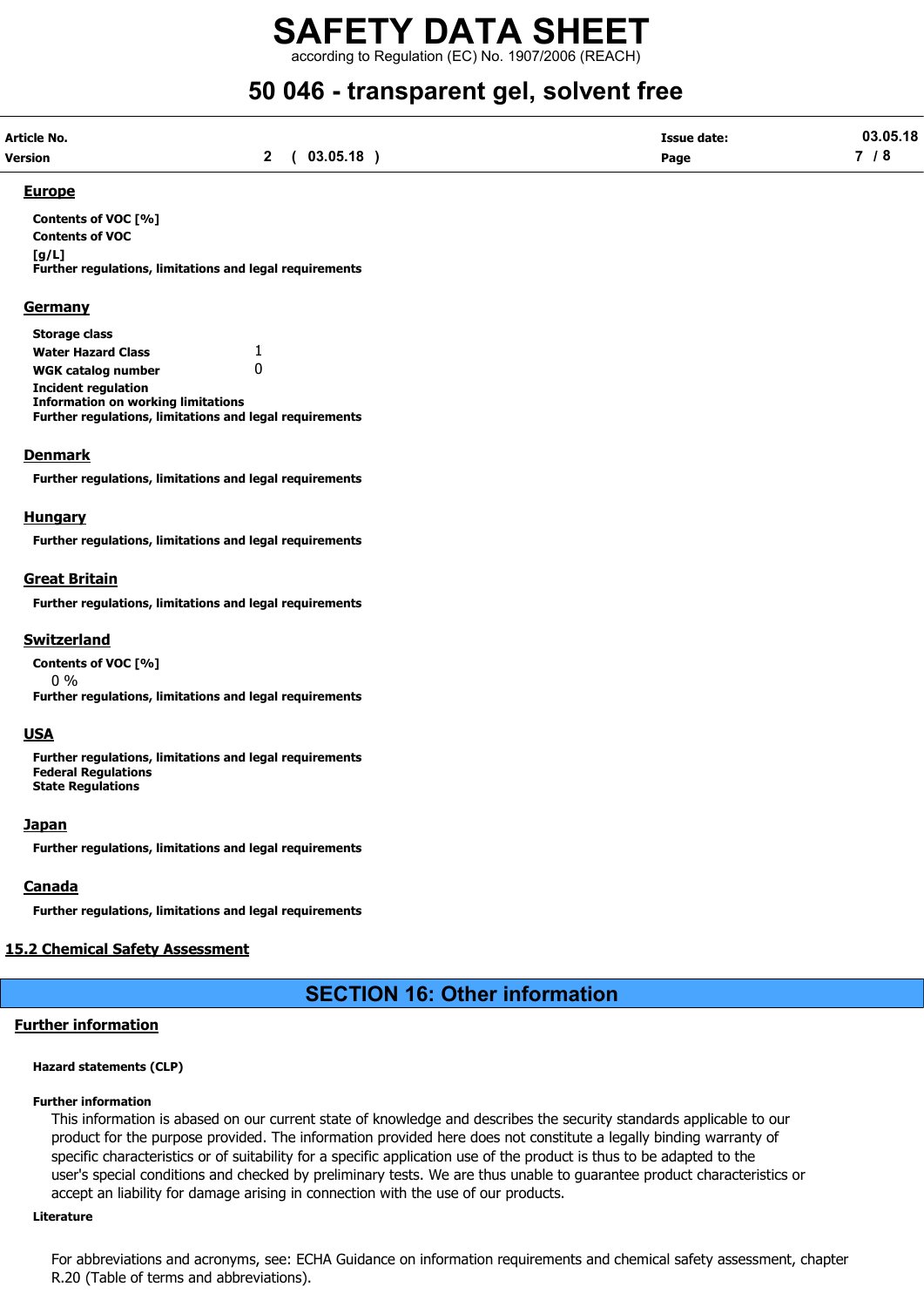#### Europe

**Contents of VOC [%]**
**Contents of VOC [g/L]**
**Further regulations, limitations and legal requirements**

#### Germany

**Storage class**
**Water Hazard Class** 1
**WGK catalog number** 0
**Incident regulation**
**Information on working limitations**
**Further regulations, limitations and legal requirements**

#### Denmark

**Further regulations, limitations and legal requirements**

#### Hungary

**Further regulations, limitations and legal requirements**

#### Great Britain

**Further regulations, limitations and legal requirements**

#### Switzerland

**Contents of VOC [%]**
0 %
**Further regulations, limitations and legal requirements**

#### USA

**Further regulations, limitations and legal requirements**
**Federal Regulations**
**State Regulations**

#### Japan

**Further regulations, limitations and legal requirements**

#### Canada

**Further regulations, limitations and legal requirements**

### 15.2 Chemical Safety Assessment

## SECTION 16: Other information

### Further information

**Hazard statements (CLP)**

**Further information**

This information is abased on our current state of knowledge and describes the security standards applicable to our product for the purpose provided. The information provided here does not constitute a legally binding warranty of specific characteristics or of suitability for a specific application use of the product is thus to be adapted to the user's special conditions and checked by preliminary tests. We are thus unable to guarantee product characteristics or accept an liability for damage arising in connection with the use of our products.

**Literature**

For abbreviations and acronyms, see: ECHA Guidance on information requirements and chemical safety assessment, chapter R.20 (Table of terms and abbreviations).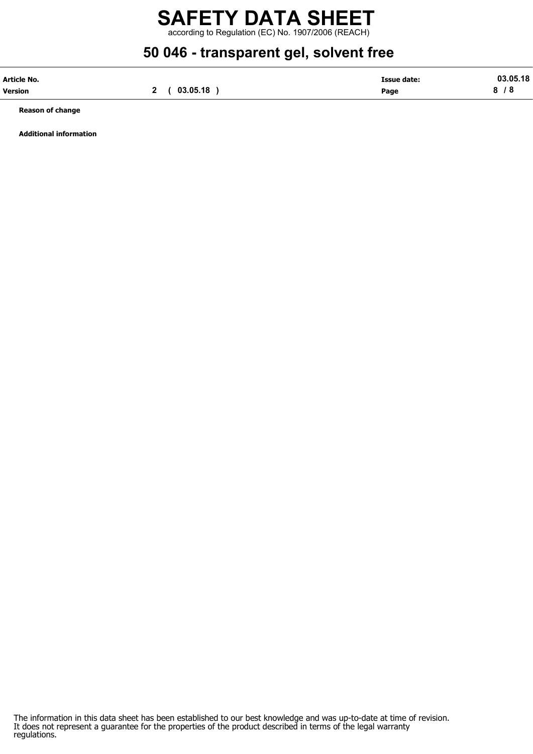**Reason of change**

**Additional information**

The information in this data sheet has been established to our best knowledge and was up-to-date at time of revision. It does not represent a guarantee for the properties of the product described in terms of the legal warranty regulations.